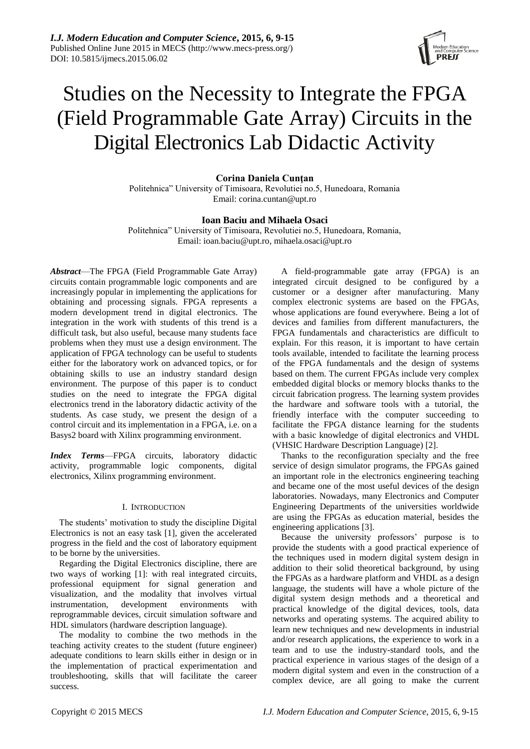# Studies on the Necessity to Integrate the FPGA (Field Programmable Gate Array) Circuits in the Digital Electronics Lab Didactic Activity

**Corina Daniela Cunțan**
Politehnica" University of Timisoara, Revolutiei no.5, Hunedoara, Romania
Email: corina.cuntan@upt.ro

**Ioan Baciu and Mihaela Osaci**
Politehnica" University of Timisoara, Revolutiei no.5, Hunedoara, Romania,
Email: ioan.baciu@upt.ro, mihaela.osaci@upt.ro

***Abstract***—The FPGA (Field Programmable Gate Array) circuits contain programmable logic components and are increasingly popular in implementing the applications for obtaining and processing signals. FPGA represents a modern development trend in digital electronics. The integration in the work with students of this trend is a difficult task, but also useful, because many students face problems when they must use a design environment. The application of FPGA technology can be useful to students either for the laboratory work on advanced topics, or for obtaining skills to use an industry standard design environment. The purpose of this paper is to conduct studies on the need to integrate the FPGA digital electronics trend in the laboratory didactic activity of the students. As case study, we present the design of a control circuit and its implementation in a FPGA, i.e. on a Basys2 board with Xilinx programming environment.

***Index Terms***—FPGA circuits, laboratory didactic activity, programmable logic components, digital electronics, Xilinx programming environment.

## I. Introduction

The students' motivation to study the discipline Digital Electronics is not an easy task [1], given the accelerated progress in the field and the cost of laboratory equipment to be borne by the universities.

Regarding the Digital Electronics discipline, there are two ways of working [1]: with real integrated circuits, professional equipment for signal generation and visualization, and the modality that involves virtual instrumentation, development environments with reprogrammable devices, circuit simulation software and HDL simulators (hardware description language).

The modality to combine the two methods in the teaching activity creates to the student (future engineer) adequate conditions to learn skills either in design or in the implementation of practical experimentation and troubleshooting, skills that will facilitate the career success.

A field-programmable gate array (FPGA) is an integrated circuit designed to be configured by a customer or a designer after manufacturing. Many complex electronic systems are based on the FPGAs, whose applications are found everywhere. Being a lot of devices and families from different manufacturers, the FPGA fundamentals and characteristics are difficult to explain. For this reason, it is important to have certain tools available, intended to facilitate the learning process of the FPGA fundamentals and the design of systems based on them. The current FPGAs include very complex embedded digital blocks or memory blocks thanks to the circuit fabrication progress. The learning system provides the hardware and software tools with a tutorial, the friendly interface with the computer succeeding to facilitate the FPGA distance learning for the students with a basic knowledge of digital electronics and VHDL (VHSIC Hardware Description Language) [2].

Thanks to the reconfiguration specialty and the free service of design simulator programs, the FPGAs gained an important role in the electronics engineering teaching and became one of the most useful devices of the design laboratories. Nowadays, many Electronics and Computer Engineering Departments of the universities worldwide are using the FPGAs as education material, besides the engineering applications [3].

Because the university professors' purpose is to provide the students with a good practical experience of the techniques used in modern digital system design in addition to their solid theoretical background, by using the FPGAs as a hardware platform and VHDL as a design language, the students will have a whole picture of the digital system design methods and a theoretical and practical knowledge of the digital devices, tools, data networks and operating systems. The acquired ability to learn new techniques and new developments in industrial and/or research applications, the experience to work in a team and to use the industry-standard tools, and the practical experience in various stages of the design of a modern digital system and even in the construction of a complex device, are all going to make the current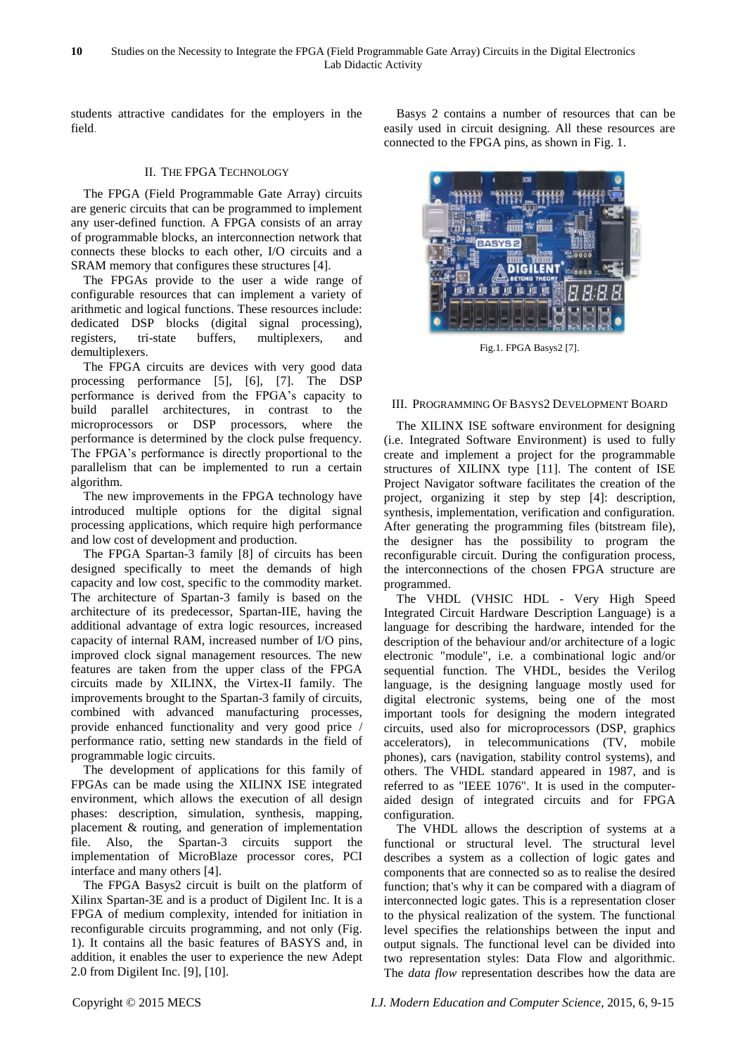students attractive candidates for the employers in the field.

## II. The FPGA Technology

The FPGA (Field Programmable Gate Array) circuits are generic circuits that can be programmed to implement any user-defined function. A FPGA consists of an array of programmable blocks, an interconnection network that connects these blocks to each other, I/O circuits and a SRAM memory that configures these structures [4].

The FPGAs provide to the user a wide range of configurable resources that can implement a variety of arithmetic and logical functions. These resources include: dedicated DSP blocks (digital signal processing), registers, tri-state buffers, multiplexers, and demultiplexers.

The FPGA circuits are devices with very good data processing performance [5], [6], [7]. The DSP performance is derived from the FPGA's capacity to build parallel architectures, in contrast to the microprocessors or DSP processors, where the performance is determined by the clock pulse frequency. The FPGA's performance is directly proportional to the parallelism that can be implemented to run a certain algorithm.

The new improvements in the FPGA technology have introduced multiple options for the digital signal processing applications, which require high performance and low cost of development and production.

The FPGA Spartan-3 family [8] of circuits has been designed specifically to meet the demands of high capacity and low cost, specific to the commodity market. The architecture of Spartan-3 family is based on the architecture of its predecessor, Spartan-IIE, having the additional advantage of extra logic resources, increased capacity of internal RAM, increased number of I/O pins, improved clock signal management resources. The new features are taken from the upper class of the FPGA circuits made by XILINX, the Virtex-II family. The improvements brought to the Spartan-3 family of circuits, combined with advanced manufacturing processes, provide enhanced functionality and very good price / performance ratio, setting new standards in the field of programmable logic circuits.

The development of applications for this family of FPGAs can be made using the XILINX ISE integrated environment, which allows the execution of all design phases: description, simulation, synthesis, mapping, placement & routing, and generation of implementation file. Also, the Spartan-3 circuits support the implementation of MicroBlaze processor cores, PCI interface and many others [4].

The FPGA Basys2 circuit is built on the platform of Xilinx Spartan-3E and is a product of Digilent Inc. It is a FPGA of medium complexity, intended for initiation in reconfigurable circuits programming, and not only (Fig. 1). It contains all the basic features of BASYS and, in addition, it enables the user to experience the new Adept 2.0 from Digilent Inc. [9], [10].

Basys 2 contains a number of resources that can be easily used in circuit designing. All these resources are connected to the FPGA pins, as shown in Fig. 1.

Fig.1. FPGA Basys2 [7].

## III. Programming Of Basys2 Development Board

The XILINX ISE software environment for designing (i.e. Integrated Software Environment) is used to fully create and implement a project for the programmable structures of XILINX type [11]. The content of ISE Project Navigator software facilitates the creation of the project, organizing it step by step [4]: description, synthesis, implementation, verification and configuration. After generating the programming files (bitstream file), the designer has the possibility to program the reconfigurable circuit. During the configuration process, the interconnections of the chosen FPGA structure are programmed.

The VHDL (VHSIC HDL - Very High Speed Integrated Circuit Hardware Description Language) is a language for describing the hardware, intended for the description of the behaviour and/or architecture of a logic electronic "module", i.e. a combinational logic and/or sequential function. The VHDL, besides the Verilog language, is the designing language mostly used for digital electronic systems, being one of the most important tools for designing the modern integrated circuits, used also for microprocessors (DSP, graphics accelerators), in telecommunications (TV, mobile phones), cars (navigation, stability control systems), and others. The VHDL standard appeared in 1987, and is referred to as "IEEE 1076". It is used in the computer-aided design of integrated circuits and for FPGA configuration.

The VHDL allows the description of systems at a functional or structural level. The structural level describes a system as a collection of logic gates and components that are connected so as to realise the desired function; that's why it can be compared with a diagram of interconnected logic gates. This is a representation closer to the physical realization of the system. The functional level specifies the relationships between the input and output signals. The functional level can be divided into two representation styles: Data Flow and algorithmic. The *data flow* representation describes how the data are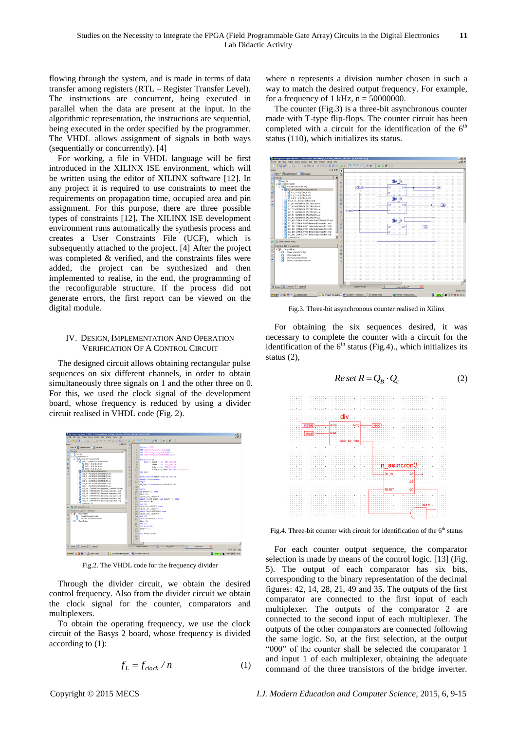flowing through the system, and is made in terms of data transfer among registers (RTL – Register Transfer Level). The instructions are concurrent, being executed in parallel when the data are present at the input. In the algorithmic representation, the instructions are sequential, being executed in the order specified by the programmer. The VHDL allows assignment of signals in both ways (sequentially or concurrently). [4]

For working, a file in VHDL language will be first introduced in the XILINX ISE environment, which will be written using the editor of XILINX software [12]. In any project it is required to use constraints to meet the requirements on propagation time, occupied area and pin assignment. For this purpose, there are three possible types of constraints [12]**.** The XILINX ISE development environment runs automatically the synthesis process and creates a User Constraints File (UCF), which is subsequently attached to the project. [4] After the project was completed & verified, and the constraints files were added, the project can be synthesized and then implemented to realise, in the end, the programming of the reconfigurable structure. If the process did not generate errors, the first report can be viewed on the digital module.

## IV. Design, Implementation And Operation Verification Of A Control Circuit

The designed circuit allows obtaining rectangular pulse sequences on six different channels, in order to obtain simultaneously three signals on 1 and the other three on 0. For this, we used the clock signal of the development board, whose frequency is reduced by using a divider circuit realised in VHDL code (Fig. 2).

Fig.2. The VHDL code for the frequency divider

Through the divider circuit, we obtain the desired control frequency. Also from the divider circuit we obtain the clock signal for the counter, comparators and multiplexers.

To obtain the operating frequency, we use the clock circuit of the Basys 2 board, whose frequency is divided according to (1):

$$f_L = f_{clock} / n \tag{1}$$

where n represents a division number chosen in such a way to match the desired output frequency. For example, for a frequency of 1 kHz, n = 50000000.

The counter (Fig.3) is a three-bit asynchronous counter made with T-type flip-flops. The counter circuit has been completed with a circuit for the identification of the 6[th] status (110), which initializes its status.

Fig.3. Three-bit asynchronous counter realised in Xilinx

For obtaining the six sequences desired, it was necessary to complete the counter with a circuit for the identification of the 6[th] status (Fig.4)., which initializes its status (2),

$$Reset\ R = Q_B \cdot Q_c \tag{2}$$

Fig.4. Three-bit counter with circuit for identification of the 6[th] status

For each counter output sequence, the comparator selection is made by means of the control logic. [13] (Fig. 5). The output of each comparator has six bits, corresponding to the binary representation of the decimal figures: 42, 14, 28, 21, 49 and 35. The outputs of the first comparator are connected to the first input of each multiplexer. The outputs of the comparator 2 are connected to the second input of each multiplexer. The outputs of the other comparators are connected following the same logic. So, at the first selection, at the output “000” of the counter shall be selected the comparator 1 and input 1 of each multiplexer, obtaining the adequate command of the three transistors of the bridge inverter.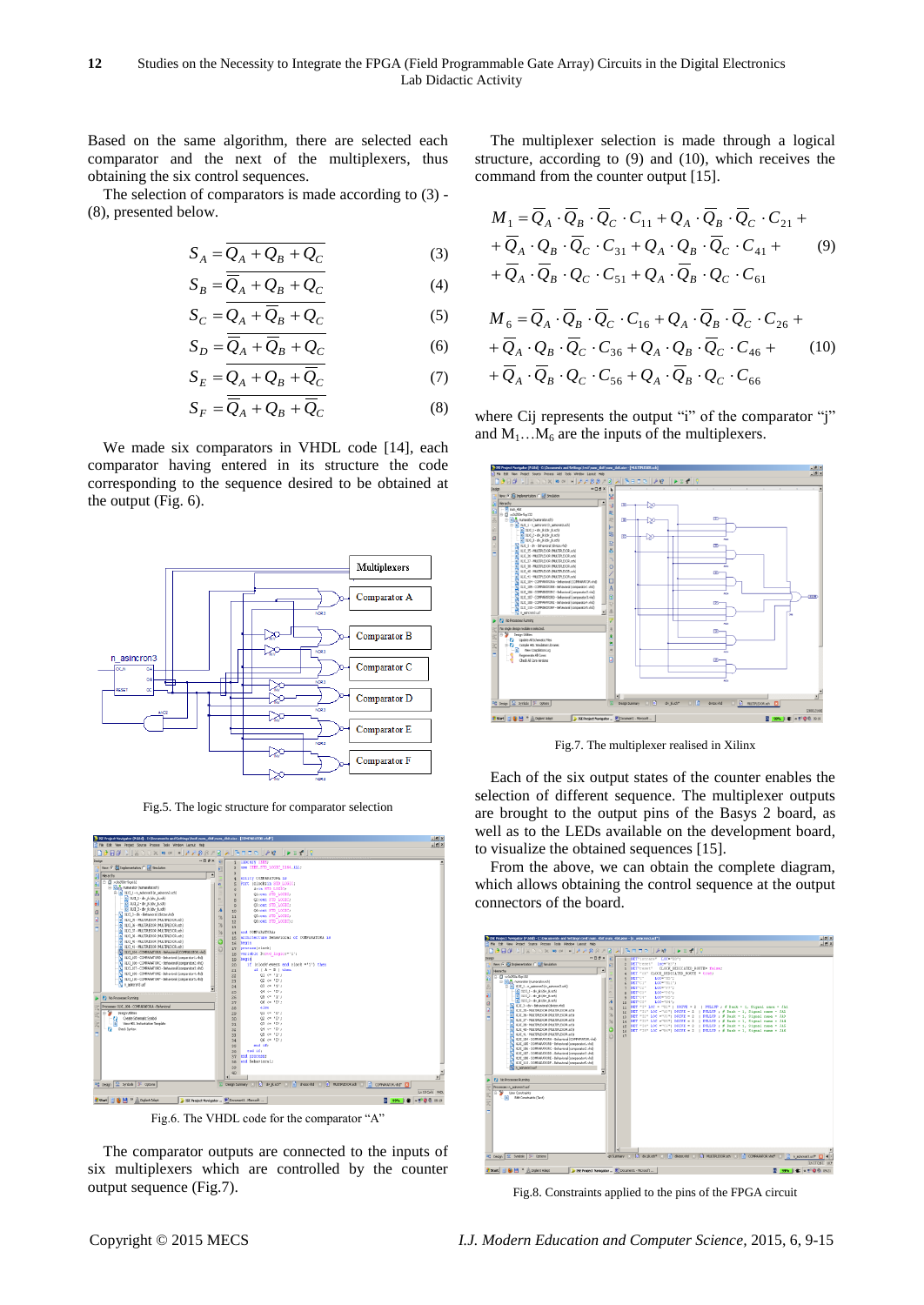Based on the same algorithm, there are selected each comparator and the next of the multiplexers, thus obtaining the six control sequences.

The selection of comparators is made according to (3) - (8), presented below.

$$S_A = \overline{Q_A + Q_B + Q_C} \tag{3}$$

$$S_B = \overline{\overline{Q}_A + Q_B + Q_C} \tag{4}$$

$$S_C = \overline{Q_A + \overline{Q}_B + Q_C} \tag{5}$$

$$S_D = \overline{\overline{Q}_A + \overline{Q}_B + Q_C} \tag{6}$$

$$S_E = \overline{Q_A + Q_B + \overline{Q}_C} \tag{7}$$

$$S_F = \overline{\overline{Q}_A + Q_B + \overline{Q}_C} \tag{8}$$

We made six comparators in VHDL code [14], each comparator having entered in its structure the code corresponding to the sequence desired to be obtained at the output (Fig. 6).

Fig.5. The logic structure for comparator selection

Fig.6. The VHDL code for the comparator "A"

The comparator outputs are connected to the inputs of six multiplexers which are controlled by the counter output sequence (Fig.7).

The multiplexer selection is made through a logical structure, according to (9) and (10), which receives the command from the counter output [15].

$$\begin{aligned} M_1 &= \overline{Q}_A \cdot \overline{Q}_B \cdot \overline{Q}_C \cdot C_{11} + Q_A \cdot \overline{Q}_B \cdot \overline{Q}_C \cdot C_{21} + \\ &+ \overline{Q}_A \cdot Q_B \cdot \overline{Q}_C \cdot C_{31} + Q_A \cdot Q_B \cdot \overline{Q}_C \cdot C_{41} + \\ &+ \overline{Q}_A \cdot \overline{Q}_B \cdot Q_C \cdot C_{51} + Q_A \cdot \overline{Q}_B \cdot Q_C \cdot C_{61} \end{aligned} \tag{9}$$

$$\begin{aligned} M_6 &= \overline{Q}_A \cdot \overline{Q}_B \cdot \overline{Q}_C \cdot C_{16} + Q_A \cdot \overline{Q}_B \cdot \overline{Q}_C \cdot C_{26} + \\ &+ \overline{Q}_A \cdot Q_B \cdot \overline{Q}_C \cdot C_{36} + Q_A \cdot Q_B \cdot \overline{Q}_C \cdot C_{46} + \\ &+ \overline{Q}_A \cdot \overline{Q}_B \cdot Q_C \cdot C_{56} + Q_A \cdot \overline{Q}_B \cdot Q_C \cdot C_{66} \end{aligned} \tag{10}$$

where Cij represents the output "i" of the comparator "j" and $M_1 \ldots M_6$ are the inputs of the multiplexers.

Fig.7. The multiplexer realised in Xilinx

Each of the six output states of the counter enables the selection of different sequence. The multiplexer outputs are brought to the output pins of the Basys 2 board, as well as to the LEDs available on the development board, to visualize the obtained sequences [15].

From the above, we can obtain the complete diagram, which allows obtaining the control sequence at the output connectors of the board.

Fig.8. Constraints applied to the pins of the FPGA circuit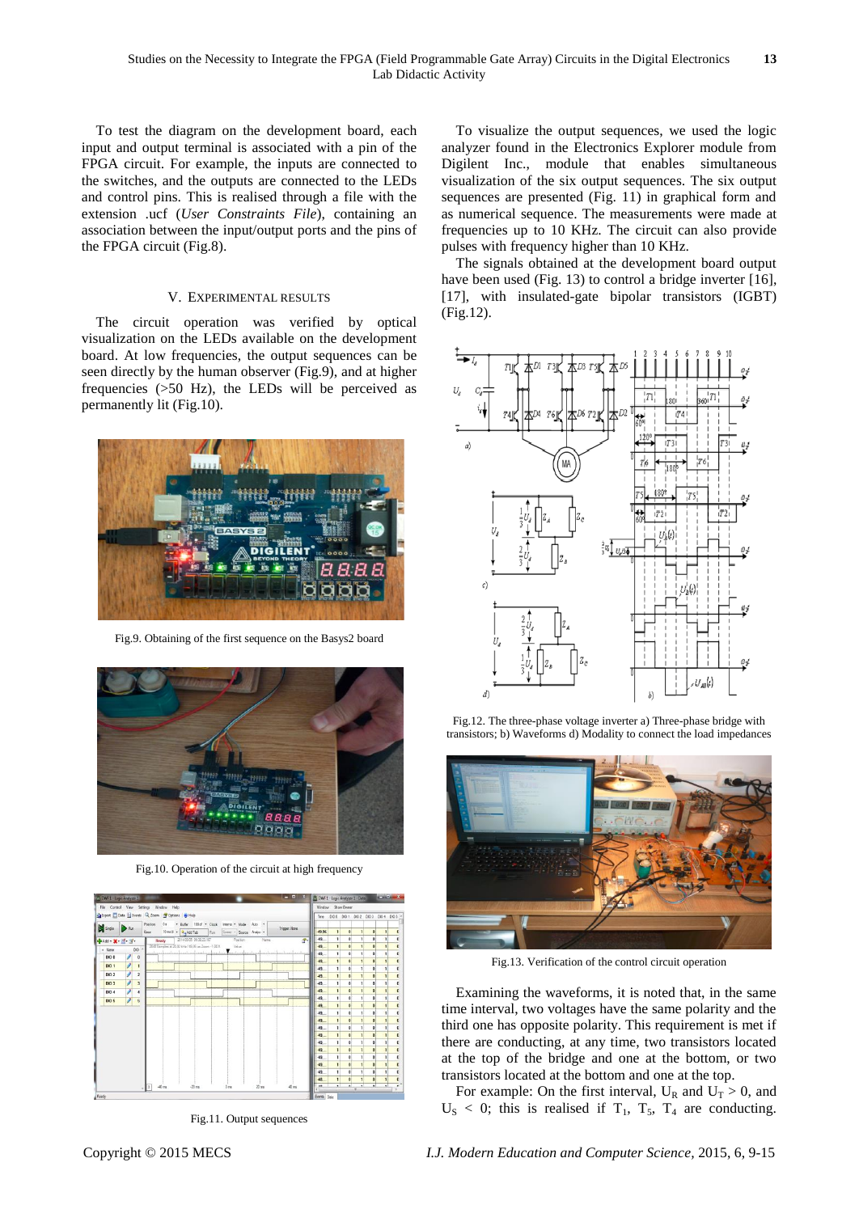To test the diagram on the development board, each input and output terminal is associated with a pin of the FPGA circuit. For example, the inputs are connected to the switches, and the outputs are connected to the LEDs and control pins. This is realised through a file with the extension .ucf (*User Constraints File*), containing an association between the input/output ports and the pins of the FPGA circuit (Fig.8).

## V. Experimental Results

The circuit operation was verified by optical visualization on the LEDs available on the development board. At low frequencies, the output sequences can be seen directly by the human observer (Fig.9), and at higher frequencies (>50 Hz), the LEDs will be perceived as permanently lit (Fig.10).

Fig.9. Obtaining of the first sequence on the Basys2 board

Fig.10. Operation of the circuit at high frequency

Fig.11. Output sequences

To visualize the output sequences, we used the logic analyzer found in the Electronics Explorer module from Digilent Inc., module that enables simultaneous visualization of the six output sequences. The six output sequences are presented (Fig. 11) in graphical form and as numerical sequence. The measurements were made at frequencies up to 10 KHz. The circuit can also provide pulses with frequency higher than 10 KHz.

The signals obtained at the development board output have been used (Fig. 13) to control a bridge inverter [16], [17], with insulated-gate bipolar transistors (IGBT) (Fig.12).

Fig.12. The three-phase voltage inverter a) Three-phase bridge with transistors; b) Waveforms d) Modality to connect the load impedances

Fig.13. Verification of the control circuit operation

Examining the waveforms, it is noted that, in the same time interval, two voltages have the same polarity and the third one has opposite polarity. This requirement is met if there are conducting, at any time, two transistors located at the top of the bridge and one at the bottom, or two transistors located at the bottom and one at the top.

For example: On the first interval, $U_R$ and $U_T > 0$, and $U_S < 0$; this is realised if $T_1$, $T_5$, $T_4$ are conducting.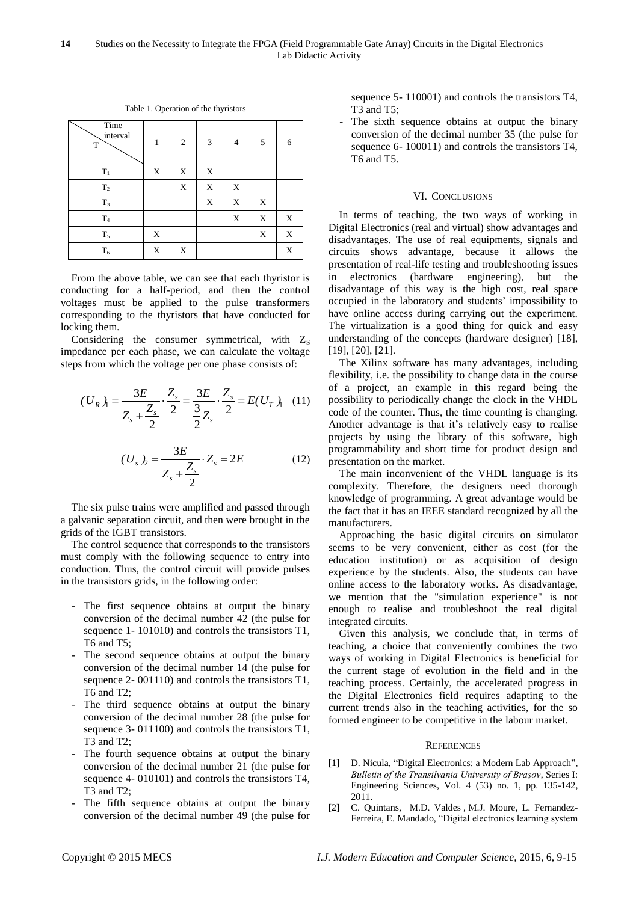Table 1. Operation of the thyristors

| Time interval / T | 1 | 2 | 3 | 4 | 5 | 6 |
|---|---|---|---|---|---|---|
| $T_1$ | X | X | X | | | |
| $T_2$ | | X | X | X | | |
| $T_3$ | | | X | X | X | |
| $T_4$ | | | | X | X | X |
| $T_5$ | X | | | | X | X |
| $T_6$ | X | X | | | | X |

From the above table, we can see that each thyristor is conducting for a half-period, and then the control voltages must be applied to the pulse transformers corresponding to the thyristors that have conducted for locking them.

Considering the consumer symmetrical, with $Z_S$ impedance per each phase, we can calculate the voltage steps from which the voltage per one phase consists of:

$$(U_R)_1 = \frac{3E}{Z_s + \frac{Z_s}{2}} \cdot \frac{Z_s}{2} = \frac{3E}{\frac{3}{2}Z_s} \cdot \frac{Z_s}{2} = E(U_T)_1 \quad (11)$$

$$(U_s)_2 = \frac{3E}{Z_s + \frac{Z_s}{2}} \cdot Z_s = 2E \quad (12)$$

The six pulse trains were amplified and passed through a galvanic separation circuit, and then were brought in the grids of the IGBT transistors.

The control sequence that corresponds to the transistors must comply with the following sequence to entry into conduction. Thus, the control circuit will provide pulses in the transistors grids, in the following order:

- The first sequence obtains at output the binary conversion of the decimal number 42 (the pulse for sequence 1- 101010) and controls the transistors T1, T6 and T5;
- The second sequence obtains at output the binary conversion of the decimal number 14 (the pulse for sequence 2- 001110) and controls the transistors T1, T6 and T2;
- The third sequence obtains at output the binary conversion of the decimal number 28 (the pulse for sequence 3- 011100) and controls the transistors T1, T3 and T2;
- The fourth sequence obtains at output the binary conversion of the decimal number 21 (the pulse for sequence 4- 010101) and controls the transistors T4, T3 and T2;
- The fifth sequence obtains at output the binary conversion of the decimal number 49 (the pulse for sequence 5- 110001) and controls the transistors T4, T3 and T5;
- The sixth sequence obtains at output the binary conversion of the decimal number 35 (the pulse for sequence 6- 100011) and controls the transistors T4, T6 and T5.

## VI. Conclusions

In terms of teaching, the two ways of working in Digital Electronics (real and virtual) show advantages and disadvantages. The use of real equipments, signals and circuits shows advantage, because it allows the presentation of real-life testing and troubleshooting issues in electronics (hardware engineering), but the disadvantage of this way is the high cost, real space occupied in the laboratory and students' impossibility to have online access during carrying out the experiment. The virtualization is a good thing for quick and easy understanding of the concepts (hardware designer) [18], [19], [20], [21].

The Xilinx software has many advantages, including flexibility, i.e. the possibility to change data in the course of a project, an example in this regard being the possibility to periodically change the clock in the VHDL code of the counter. Thus, the time counting is changing. Another advantage is that it's relatively easy to realise projects by using the library of this software, high programmability and short time for product design and presentation on the market.

The main inconvenient of the VHDL language is its complexity. Therefore, the designers need thorough knowledge of programming. A great advantage would be the fact that it has an IEEE standard recognized by all the manufacturers.

Approaching the basic digital circuits on simulator seems to be very convenient, either as cost (for the education institution) or as acquisition of design experience by the students. Also, the students can have online access to the laboratory works. As disadvantage, we mention that the "simulation experience" is not enough to realise and troubleshoot the real digital integrated circuits.

Given this analysis, we conclude that, in terms of teaching, a choice that conveniently combines the two ways of working in Digital Electronics is beneficial for the current stage of evolution in the field and in the teaching process. Certainly, the accelerated progress in the Digital Electronics field requires adapting to the current trends also in the teaching activities, for the so formed engineer to be competitive in the labour market.

## References

[1] D. Nicula, "Digital Electronics: a Modern Lab Approach", *Bulletin of the Transilvania University of Brașov*, Series I: Engineering Sciences, Vol. 4 (53) no. 1, pp. 135-142, 2011.

[2] C. Quintans, M.D. Valdes, M.J. Moure, L. Fernandez-Ferreira, E. Mandado, "Digital electronics learning system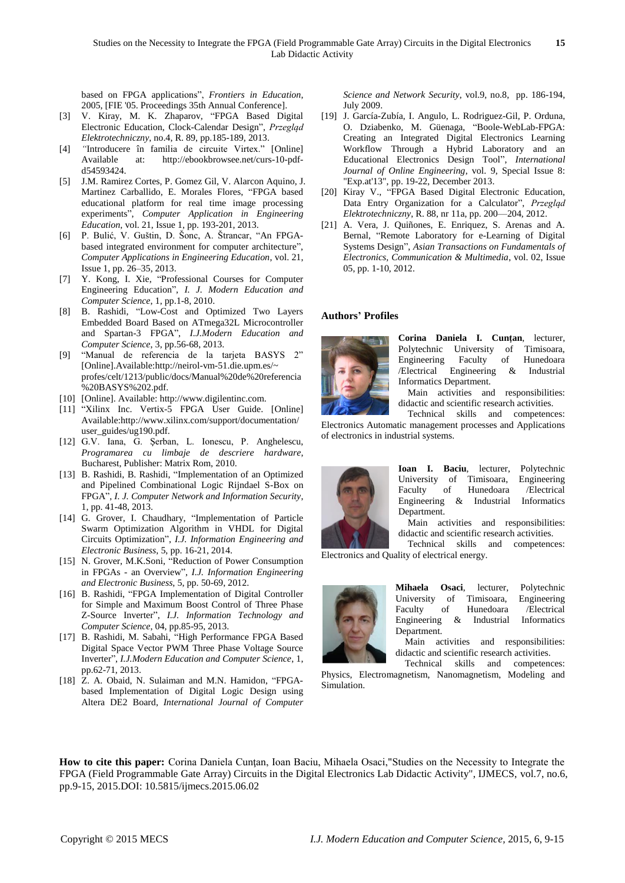based on FPGA applications", *Frontiers in Education*, 2005, [FIE '05. Proceedings 35th Annual Conference].

[3] V. Kiray, M. K. Zhaparov, "FPGA Based Digital Electronic Education, Clock-Calendar Design", *Przegląd Elektrotechniczny*, no.4, R. 89, pp.185-189, 2013.

[4] "Introducere în familia de circuite Virtex." [Online] Available at: http://ebookbrowsee.net/curs-10-pdf-d54593424.

[5] J.M. Ramirez Cortes, P. Gomez Gil, V. Alarcon Aquino, J. Martinez Carballido, E. Morales Flores, "FPGA based educational platform for real time image processing experiments", *Computer Application in Engineering Education*, vol. 21, Issue 1, pp. 193-201, 2013.

[6] P. Bulić, V. Guštin, D. Šonc, A. Štrancar, "An FPGA-based integrated environment for computer architecture", *Computer Applications in Engineering Education*, vol. 21, Issue 1, pp. 26–35, 2013.

[7] Y. Kong, I. Xie, "Professional Courses for Computer Engineering Education", *I. J. Modern Education and Computer Science*, 1, pp.1-8, 2010.

[8] B. Rashidi, "Low-Cost and Optimized Two Layers Embedded Board Based on ATmega32L Microcontroller and Spartan-3 FPGA", *I.J.Modern Education and Computer Science*, 3, pp.56-68, 2013.

[9] "Manual de referencia de la tarjeta BASYS 2" [Online].Available:http://neirol-vm-51.die.upm.es/~profes/celt/1213/public/docs/Manual%20de%20referencia%20BASYS%202.pdf.

[10] [Online]. Available: http://www.digilentinc.com.

[11] "Xilinx Inc. Vertix-5 FPGA User Guide. [Online] Available:http://www.xilinx.com/support/documentation/user_guides/ug190.pdf.

[12] G.V. Iana, G. Șerban, L. Ionescu, P. Anghelescu, *Programarea cu limbaje de descriere hardware*, Bucharest, Publisher: Matrix Rom, 2010.

[13] B. Rashidi, B. Rashidi, "Implementation of an Optimized and Pipelined Combinational Logic Rijndael S-Box on FPGA", *I. J. Computer Network and Information Security*, 1, pp. 41-48, 2013.

[14] G. Grover, I. Chaudhary, "Implementation of Particle Swarm Optimization Algorithm in VHDL for Digital Circuits Optimization", *I.J. Information Engineering and Electronic Business*, 5, pp. 16-21, 2014.

[15] N. Grover, M.K.Soni, "Reduction of Power Consumption in FPGAs - an Overview", *I.J. Information Engineering and Electronic Business*, 5, pp. 50-69, 2012.

[16] B. Rashidi, "FPGA Implementation of Digital Controller for Simple and Maximum Boost Control of Three Phase Z-Source Inverter", *I.J. Information Technology and Computer Science*, 04, pp.85-95, 2013.

[17] B. Rashidi, M. Sabahi, "High Performance FPGA Based Digital Space Vector PWM Three Phase Voltage Source Inverter", *I.J.Modern Education and Computer Science*, 1, pp.62-71, 2013.

[18] Z. A. Obaid, N. Sulaiman and M.N. Hamidon, "FPGA-based Implementation of Digital Logic Design using Altera DE2 Board, *International Journal of Computer Science and Network Security*, vol.9, no.8, pp. 186-194, July 2009.

[19] J. García-Zubía, I. Angulo, L. Rodriguez-Gil, P. Orduna, O. Dziabenko, M. Güenaga, "Boole-WebLab-FPGA: Creating an Integrated Digital Electronics Learning Workflow Through a Hybrid Laboratory and an Educational Electronics Design Tool", *International Journal of Online Engineering*, vol. 9, Special Issue 8: "Exp.at'13", pp. 19-22, December 2013.

[20] Kiray V., "FPGA Based Digital Electronic Education, Data Entry Organization for a Calculator", *Przegląd Elektrotechniczny*, R. 88, nr 11a, pp. 200—204, 2012.

[21] A. Vera, J. Quiñones, E. Enriquez, S. Arenas and A. Bernal, "Remote Laboratory for e-Learning of Digital Systems Design", *Asian Transactions on Fundamentals of Electronics, Communication & Multimedia*, vol. 02, Issue 05, pp. 1-10, 2012.

## Authors' Profiles

**Corina Daniela I. Cunțan**, lecturer, Polytechnic University of Timisoara, Engineering Faculty of Hunedoara /Electrical Engineering & Industrial Informatics Department.

Main activities and responsibilities: didactic and scientific research activities.

Technical skills and competences: Electronics Automatic management processes and Applications of electronics in industrial systems.

**Ioan I. Baciu**, lecturer, Polytechnic University of Timisoara, Engineering Faculty of Hunedoara /Electrical Engineering & Industrial Informatics Department.

Main activities and responsibilities: didactic and scientific research activities.

Technical skills and competences: Electronics and Quality of electrical energy.

**Mihaela Osaci**, lecturer, Polytechnic University of Timisoara, Engineering Faculty of Hunedoara /Electrical Engineering & Industrial Informatics Department.

Main activities and responsibilities: didactic and scientific research activities.

Technical skills and competences: Physics, Electromagnetism, Nanomagnetism, Modeling and Simulation.

**How to cite this paper:** Corina Daniela Cunțan, Ioan Baciu, Mihaela Osaci,"Studies on the Necessity to Integrate the FPGA (Field Programmable Gate Array) Circuits in the Digital Electronics Lab Didactic Activity", IJMECS, vol.7, no.6, pp.9-15, 2015.DOI: 10.5815/ijmecs.2015.06.02